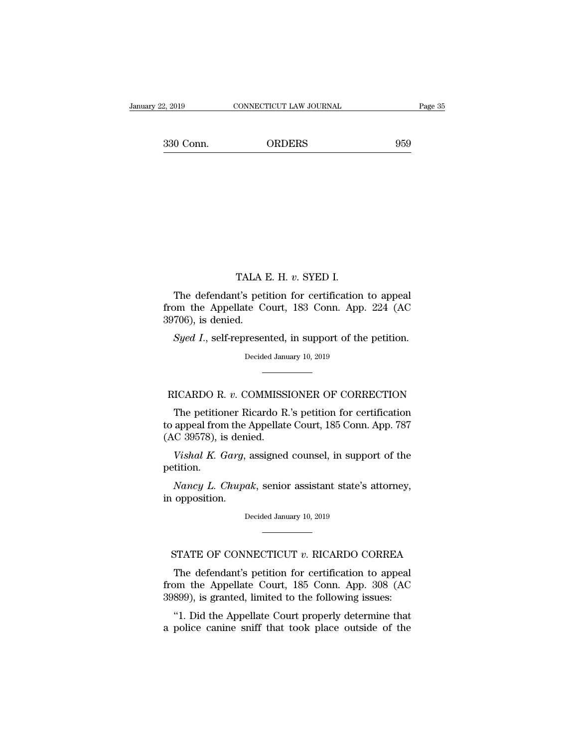TALA E. H. *v.* SYED I.

The defendant's petition for certification to appeal from the Appellate Court, 183 Conn. App. 224 (AC 39706), is denied.

*Syed I.*, self-represented, in support of the petition.

Decided January 10, 2019

---

RICARDO R. *v.* COMMISSIONER OF CORRECTION

The petitioner Ricardo R.'s petition for certification to appeal from the Appellate Court, 185 Conn. App. 787 (AC 39578), is denied.

*Vishal K. Garg*, assigned counsel, in support of the petition.

*Nancy L. Chupak*, senior assistant state's attorney, in opposition.

Decided January 10, 2019

---

STATE OF CONNECTICUT *v.* RICARDO CORREA

The defendant's petition for certification to appeal from the Appellate Court, 185 Conn. App. 308 (AC 39899), is granted, limited to the following issues:

"1. Did the Appellate Court properly determine that a police canine sniff that took place outside of the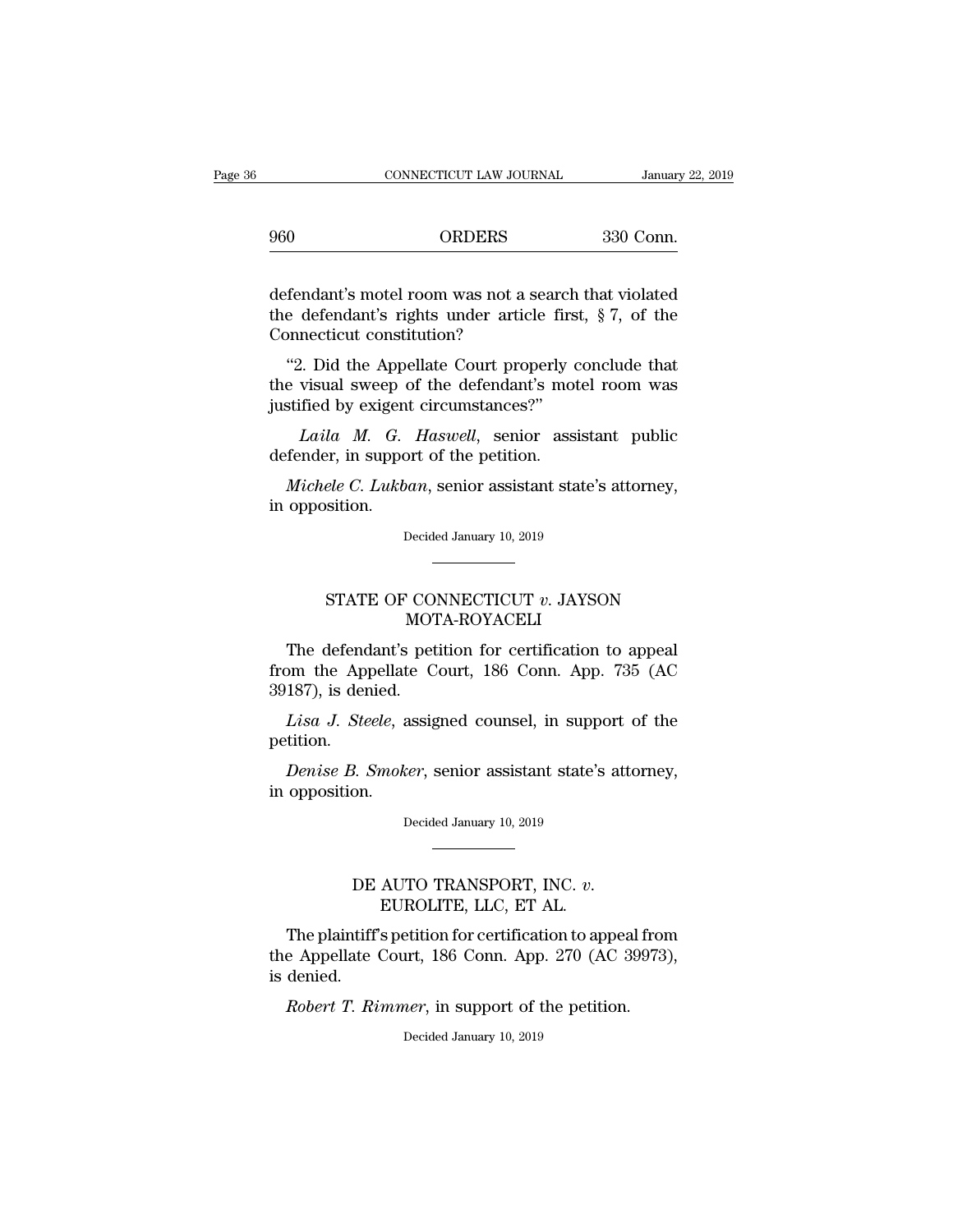defendant's motel room was not a search that violated the defendant's rights under article first, § 7, of the Connecticut constitution?

"2. Did the Appellate Court properly conclude that the visual sweep of the defendant's motel room was justified by exigent circumstances?"

*Laila M. G. Haswell*, senior assistant public defender, in support of the petition.

*Michele C. Lukban*, senior assistant state's attorney, in opposition.

Decided January 10, 2019

---

## STATE OF CONNECTICUT *v.* JAYSON MOTA-ROYACELI

The defendant's petition for certification to appeal from the Appellate Court, 186 Conn. App. 735 (AC 39187), is denied.

*Lisa J. Steele*, assigned counsel, in support of the petition.

*Denise B. Smoker*, senior assistant state's attorney, in opposition.

Decided January 10, 2019

---

## DE AUTO TRANSPORT, INC. *v.* EUROLITE, LLC, ET AL.

The plaintiff's petition for certification to appeal from the Appellate Court, 186 Conn. App. 270 (AC 39973), is denied.

*Robert T. Rimmer*, in support of the petition.

Decided January 10, 2019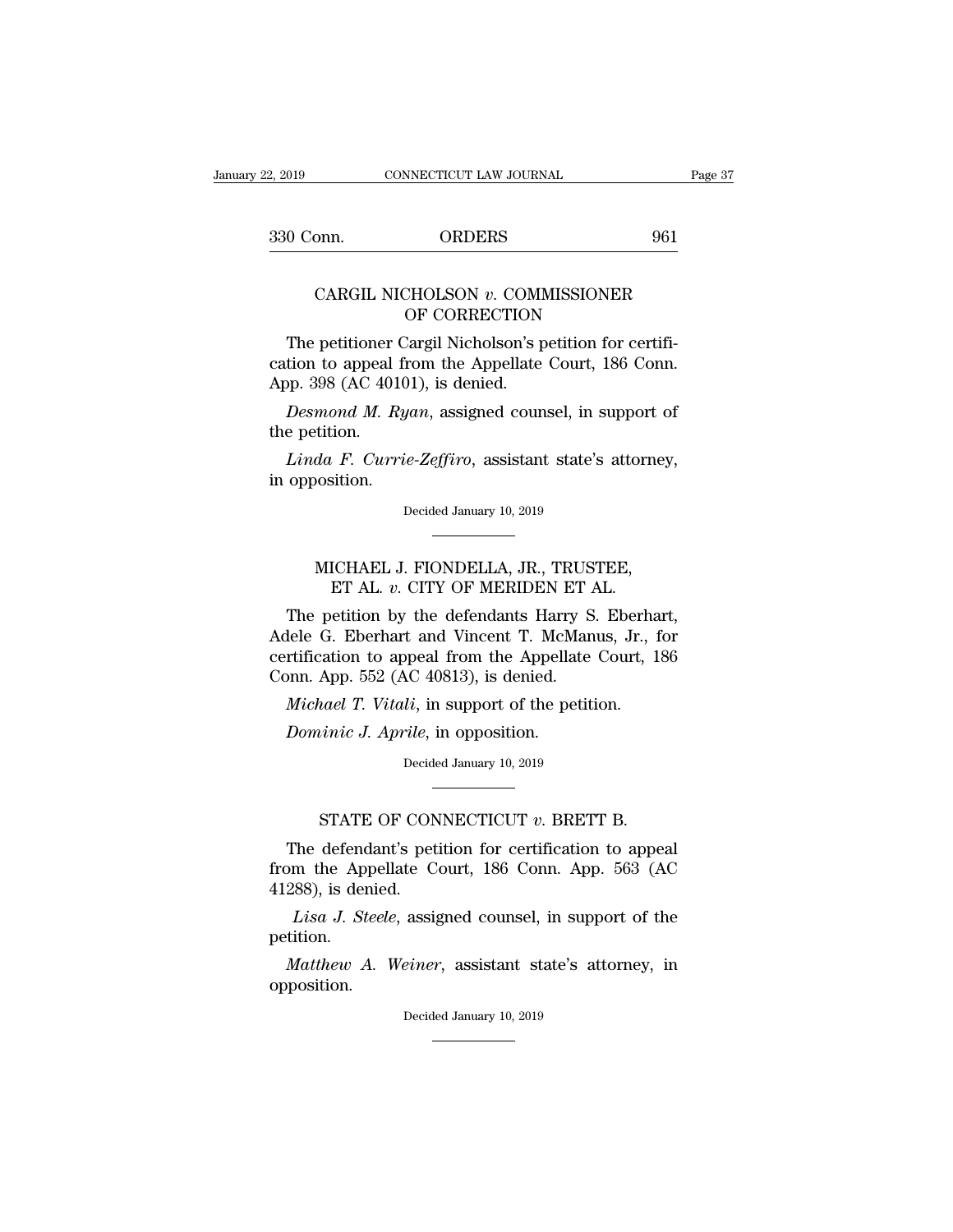## CARGIL NICHOLSON *v.* COMMISSIONER OF CORRECTION

The petitioner Cargil Nicholson's petition for certification to appeal from the Appellate Court, 186 Conn. App. 398 (AC 40101), is denied.

*Desmond M. Ryan*, assigned counsel, in support of the petition.

*Linda F. Currie-Zeffiro*, assistant state's attorney, in opposition.

Decided January 10, 2019

---

## MICHAEL J. FIONDELLA, JR., TRUSTEE, ET AL. *v.* CITY OF MERIDEN ET AL.

The petition by the defendants Harry S. Eberhart, Adele G. Eberhart and Vincent T. McManus, Jr., for certification to appeal from the Appellate Court, 186 Conn. App. 552 (AC 40813), is denied.

*Michael T. Vitali*, in support of the petition.

*Dominic J. Aprile*, in opposition.

Decided January 10, 2019

---

## STATE OF CONNECTICUT *v.* BRETT B.

The defendant's petition for certification to appeal from the Appellate Court, 186 Conn. App. 563 (AC 41288), is denied.

*Lisa J. Steele*, assigned counsel, in support of the petition.

*Matthew A. Weiner*, assistant state's attorney, in opposition.

Decided January 10, 2019

---